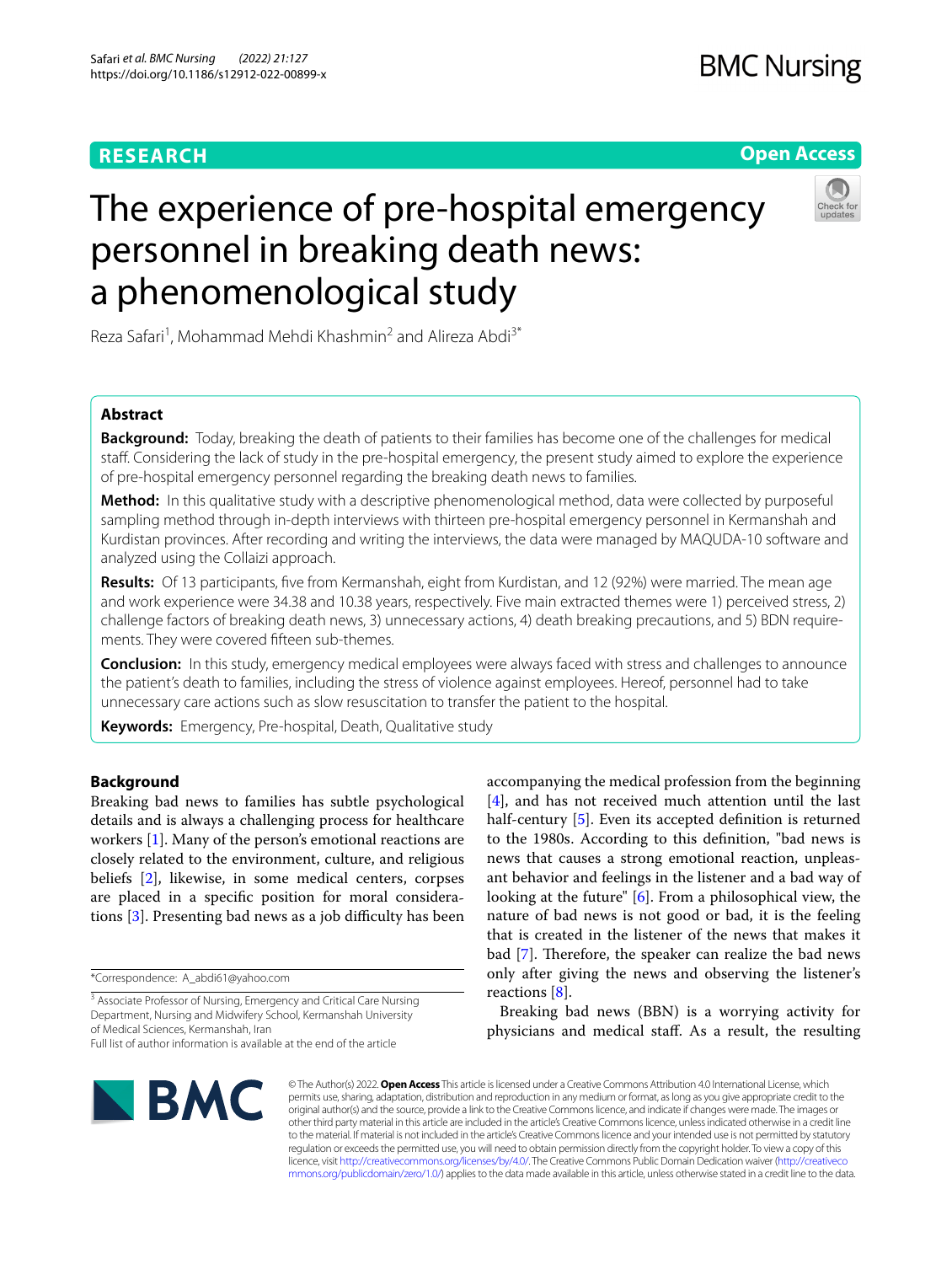RESEARCH

Open Access

# The experience of pre-hospital emergency personnel in breaking death news: a phenomenological study

Reza Safari[1], Mohammad Mehdi Khashmin[2] and Alireza Abdi[3*]

## Abstract

**Background:** Today, breaking the death of patients to their families has become one of the challenges for medical staff. Considering the lack of study in the pre-hospital emergency, the present study aimed to explore the experience of pre-hospital emergency personnel regarding the breaking death news to families.

**Method:** In this qualitative study with a descriptive phenomenological method, data were collected by purposeful sampling method through in-depth interviews with thirteen pre-hospital emergency personnel in Kermanshah and Kurdistan provinces. After recording and writing the interviews, the data were managed by MAQUDA-10 software and analyzed using the Collaizi approach.

**Results:** Of 13 participants, five from Kermanshah, eight from Kurdistan, and 12 (92%) were married. The mean age and work experience were 34.38 and 10.38 years, respectively. Five main extracted themes were 1) perceived stress, 2) challenge factors of breaking death news, 3) unnecessary actions, 4) death breaking precautions, and 5) BDN requirements. They were covered fifteen sub-themes.

**Conclusion:** In this study, emergency medical employees were always faced with stress and challenges to announce the patient's death to families, including the stress of violence against employees. Hereof, personnel had to take unnecessary care actions such as slow resuscitation to transfer the patient to the hospital.

**Keywords:** Emergency, Pre-hospital, Death, Qualitative study

## Background

Breaking bad news to families has subtle psychological details and is always a challenging process for healthcare workers [1]. Many of the person's emotional reactions are closely related to the environment, culture, and religious beliefs [2], likewise, in some medical centers, corpses are placed in a specific position for moral considerations [3]. Presenting bad news as a job difficulty has been accompanying the medical profession from the beginning [4], and has not received much attention until the last half-century [5]. Even its accepted definition is returned to the 1980s. According to this definition, "bad news is news that causes a strong emotional reaction, unpleasant behavior and feelings in the listener and a bad way of looking at the future" [6]. From a philosophical view, the nature of bad news is not good or bad, it is the feeling that is created in the listener of the news that makes it bad [7]. Therefore, the speaker can realize the bad news only after giving the news and observing the listener's reactions [8].

Breaking bad news (BBN) is a worrying activity for physicians and medical staff. As a result, the resulting

*Correspondence: A_abdi61@yahoo.com

[3] Associate Professor of Nursing, Emergency and Critical Care Nursing Department, Nursing and Midwifery School, Kermanshah University of Medical Sciences, Kermanshah, Iran

Full list of author information is available at the end of the article

© The Author(s) 2022. **Open Access** This article is licensed under a Creative Commons Attribution 4.0 International License, which permits use, sharing, adaptation, distribution and reproduction in any medium or format, as long as you give appropriate credit to the original author(s) and the source, provide a link to the Creative Commons licence, and indicate if changes were made. The images or other third party material in this article are included in the article's Creative Commons licence, unless indicated otherwise in a credit line to the material. If material is not included in the article's Creative Commons licence and your intended use is not permitted by statutory regulation or exceeds the permitted use, you will need to obtain permission directly from the copyright holder. To view a copy of this licence, visit http://creativecommons.org/licenses/by/4.0/. The Creative Commons Public Domain Dedication waiver (http://creativecommons.org/publicdomain/zero/1.0/) applies to the data made available in this article, unless otherwise stated in a credit line to the data.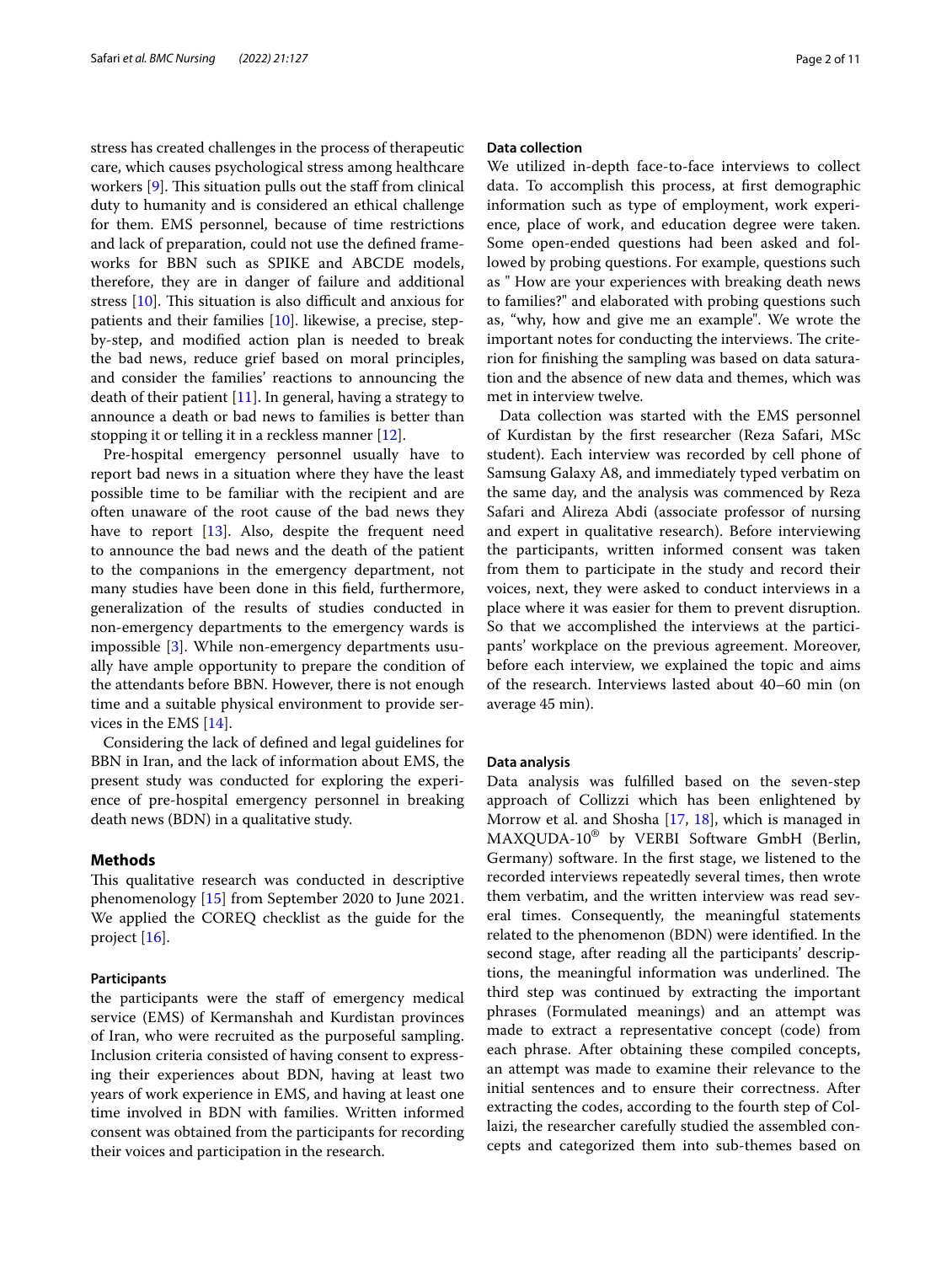stress has created challenges in the process of therapeutic care, which causes psychological stress among healthcare workers [9]. This situation pulls out the staff from clinical duty to humanity and is considered an ethical challenge for them. EMS personnel, because of time restrictions and lack of preparation, could not use the defined frameworks for BBN such as SPIKE and ABCDE models, therefore, they are in danger of failure and additional stress [10]. This situation is also difficult and anxious for patients and their families [10]. likewise, a precise, step-by-step, and modified action plan is needed to break the bad news, reduce grief based on moral principles, and consider the families' reactions to announcing the death of their patient [11]. In general, having a strategy to announce a death or bad news to families is better than stopping it or telling it in a reckless manner [12].

Pre-hospital emergency personnel usually have to report bad news in a situation where they have the least possible time to be familiar with the recipient and are often unaware of the root cause of the bad news they have to report [13]. Also, despite the frequent need to announce the bad news and the death of the patient to the companions in the emergency department, not many studies have been done in this field, furthermore, generalization of the results of studies conducted in non-emergency departments to the emergency wards is impossible [3]. While non-emergency departments usually have ample opportunity to prepare the condition of the attendants before BBN. However, there is not enough time and a suitable physical environment to provide services in the EMS [14].

Considering the lack of defined and legal guidelines for BBN in Iran, and the lack of information about EMS, the present study was conducted for exploring the experience of pre-hospital emergency personnel in breaking death news (BDN) in a qualitative study.

## Methods

This qualitative research was conducted in descriptive phenomenology [15] from September 2020 to June 2021. We applied the COREQ checklist as the guide for the project [16].

### Participants

the participants were the staff of emergency medical service (EMS) of Kermanshah and Kurdistan provinces of Iran, who were recruited as the purposeful sampling. Inclusion criteria consisted of having consent to expressing their experiences about BDN, having at least two years of work experience in EMS, and having at least one time involved in BDN with families. Written informed consent was obtained from the participants for recording their voices and participation in the research.

### Data collection

We utilized in-depth face-to-face interviews to collect data. To accomplish this process, at first demographic information such as type of employment, work experience, place of work, and education degree were taken. Some open-ended questions had been asked and followed by probing questions. For example, questions such as " How are your experiences with breaking death news to families?" and elaborated with probing questions such as, "why, how and give me an example". We wrote the important notes for conducting the interviews. The criterion for finishing the sampling was based on data saturation and the absence of new data and themes, which was met in interview twelve.

Data collection was started with the EMS personnel of Kurdistan by the first researcher (Reza Safari, MSc student). Each interview was recorded by cell phone of Samsung Galaxy A8, and immediately typed verbatim on the same day, and the analysis was commenced by Reza Safari and Alireza Abdi (associate professor of nursing and expert in qualitative research). Before interviewing the participants, written informed consent was taken from them to participate in the study and record their voices, next, they were asked to conduct interviews in a place where it was easier for them to prevent disruption. So that we accomplished the interviews at the participants' workplace on the previous agreement. Moreover, before each interview, we explained the topic and aims of the research. Interviews lasted about 40–60 min (on average 45 min).

### Data analysis

Data analysis was fulfilled based on the seven-step approach of Collizzi which has been enlightened by Morrow et al. and Shosha [17, 18], which is managed in MAXQUDA-10® by VERBI Software GmbH (Berlin, Germany) software. In the first stage, we listened to the recorded interviews repeatedly several times, then wrote them verbatim, and the written interview was read several times. Consequently, the meaningful statements related to the phenomenon (BDN) were identified. In the second stage, after reading all the participants' descriptions, the meaningful information was underlined. The third step was continued by extracting the important phrases (Formulated meanings) and an attempt was made to extract a representative concept (code) from each phrase. After obtaining these compiled concepts, an attempt was made to examine their relevance to the initial sentences and to ensure their correctness. After extracting the codes, according to the fourth step of Collaizi, the researcher carefully studied the assembled concepts and categorized them into sub-themes based on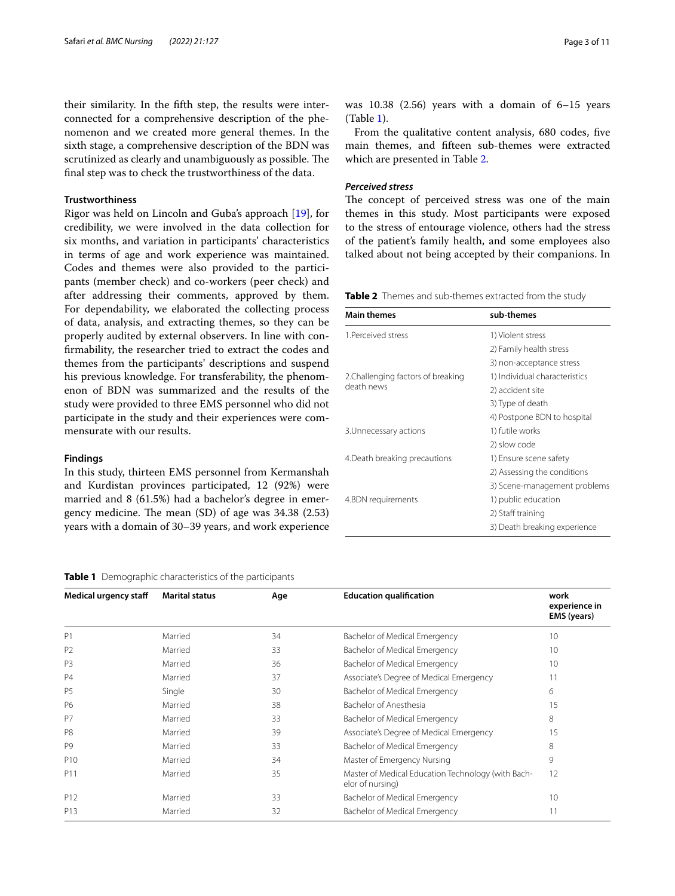their similarity. In the fifth step, the results were interconnected for a comprehensive description of the phenomenon and we created more general themes. In the sixth stage, a comprehensive description of the BDN was scrutinized as clearly and unambiguously as possible. The final step was to check the trustworthiness of the data.

### Trustworthiness

Rigor was held on Lincoln and Guba's approach [19], for credibility, we were involved in the data collection for six months, and variation in participants' characteristics in terms of age and work experience was maintained. Codes and themes were also provided to the participants (member check) and co-workers (peer check) and after addressing their comments, approved by them. For dependability, we elaborated the collecting process of data, analysis, and extracting themes, so they can be properly audited by external observers. In line with confirmability, the researcher tried to extract the codes and themes from the participants' descriptions and suspend his previous knowledge. For transferability, the phenomenon of BDN was summarized and the results of the study were provided to three EMS personnel who did not participate in the study and their experiences were commensurate with our results.

### Findings

In this study, thirteen EMS personnel from Kermanshah and Kurdistan provinces participated, 12 (92%) were married and 8 (61.5%) had a bachelor's degree in emergency medicine. The mean (SD) of age was 34.38 (2.53) years with a domain of 30–39 years, and work experience was 10.38 (2.56) years with a domain of 6–15 years (Table 1).

From the qualitative content analysis, 680 codes, five main themes, and fifteen sub-themes were extracted which are presented in Table 2.

#### *Perceived stress*

The concept of perceived stress was one of the main themes in this study. Most participants were exposed to the stress of entourage violence, others had the stress of the patient's family health, and some employees also talked about not being accepted by their companions. In

**Table 2** Themes and sub-themes extracted from the study

| Main themes | sub-themes |
|---|---|
| 1.Perceived stress | 1) Violent stress |
| | 2) Family health stress |
| | 3) non-acceptance stress |
| 2.Challenging factors of breaking death news | 1) Individual characteristics |
| | 2) accident site |
| | 3) Type of death |
| | 4) Postpone BDN to hospital |
| 3.Unnecessary actions | 1) futile works |
| | 2) slow code |
| 4.Death breaking precautions | 1) Ensure scene safety |
| | 2) Assessing the conditions |
| | 3) Scene-management problems |
| 4.BDN requirements | 1) public education |
| | 2) Staff training |
| | 3) Death breaking experience |

**Table 1** Demographic characteristics of the participants

| Medical urgency staff | Marital status | Age | Education qualification | work experience in EMS (years) |
|---|---|---|---|---|
| P1 | Married | 34 | Bachelor of Medical Emergency | 10 |
| P2 | Married | 33 | Bachelor of Medical Emergency | 10 |
| P3 | Married | 36 | Bachelor of Medical Emergency | 10 |
| P4 | Married | 37 | Associate's Degree of Medical Emergency | 11 |
| P5 | Single | 30 | Bachelor of Medical Emergency | 6 |
| P6 | Married | 38 | Bachelor of Anesthesia | 15 |
| P7 | Married | 33 | Bachelor of Medical Emergency | 8 |
| P8 | Married | 39 | Associate's Degree of Medical Emergency | 15 |
| P9 | Married | 33 | Bachelor of Medical Emergency | 8 |
| P10 | Married | 34 | Master of Emergency Nursing | 9 |
| P11 | Married | 35 | Master of Medical Education Technology (with Bachelor of nursing) | 12 |
| P12 | Married | 33 | Bachelor of Medical Emergency | 10 |
| P13 | Married | 32 | Bachelor of Medical Emergency | 11 |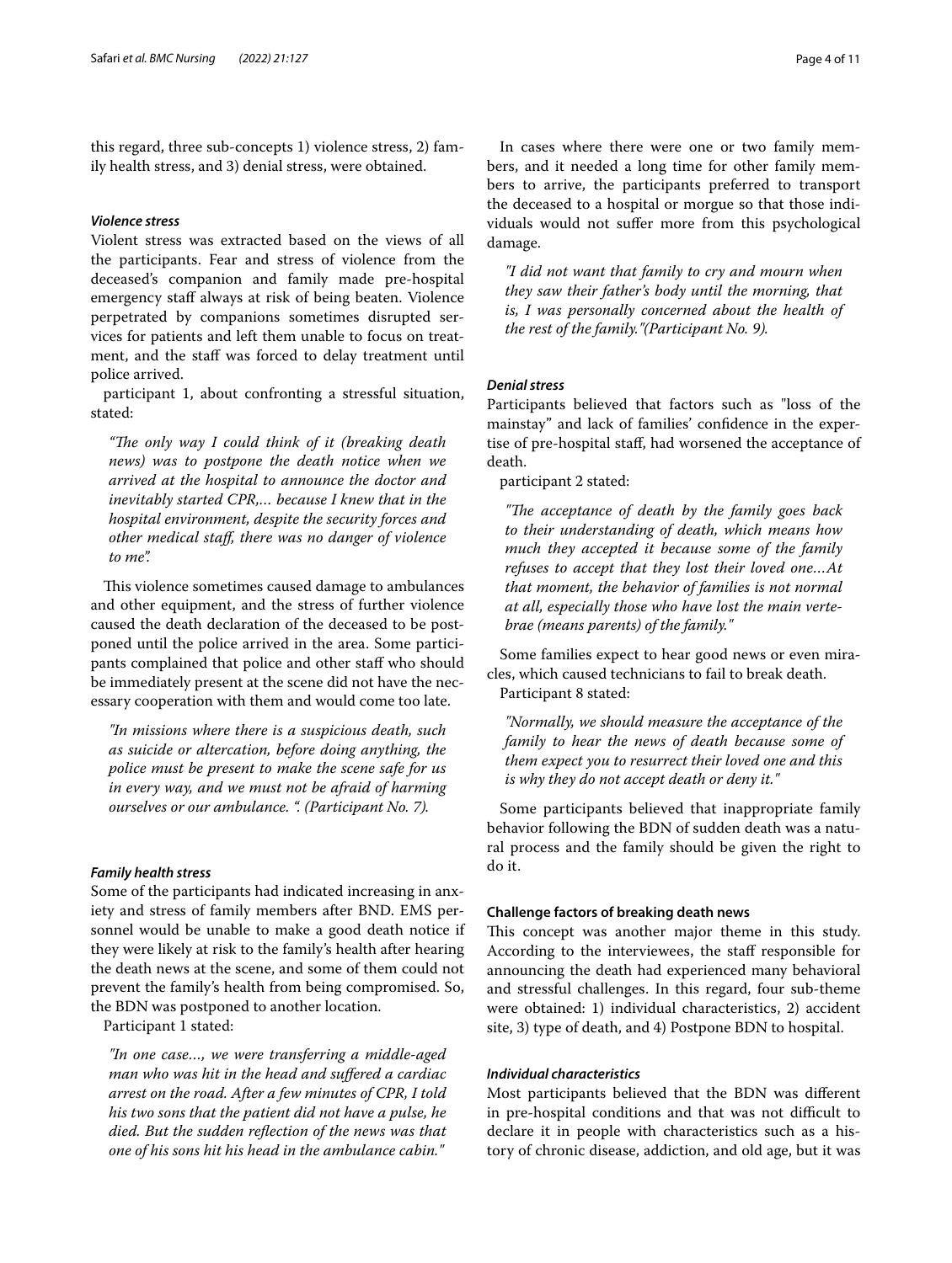this regard, three sub-concepts 1) violence stress, 2) family health stress, and 3) denial stress, were obtained.

### *Violence stress*

Violent stress was extracted based on the views of all the participants. Fear and stress of violence from the deceased's companion and family made pre-hospital emergency staff always at risk of being beaten. Violence perpetrated by companions sometimes disrupted services for patients and left them unable to focus on treatment, and the staff was forced to delay treatment until police arrived.

participant 1, about confronting a stressful situation, stated:

> *"The only way I could think of it (breaking death news) was to postpone the death notice when we arrived at the hospital to announce the doctor and inevitably started CPR,… because I knew that in the hospital environment, despite the security forces and other medical staff, there was no danger of violence to me".*

This violence sometimes caused damage to ambulances and other equipment, and the stress of further violence caused the death declaration of the deceased to be postponed until the police arrived in the area. Some participants complained that police and other staff who should be immediately present at the scene did not have the necessary cooperation with them and would come too late.

> *"In missions where there is a suspicious death, such as suicide or altercation, before doing anything, the police must be present to make the scene safe for us in every way, and we must not be afraid of harming ourselves or our ambulance. ". (Participant No. 7).*

### *Family health stress*

Some of the participants had indicated increasing in anxiety and stress of family members after BND. EMS personnel would be unable to make a good death notice if they were likely at risk to the family's health after hearing the death news at the scene, and some of them could not prevent the family's health from being compromised. So, the BDN was postponed to another location.

Participant 1 stated:

> *"In one case…, we were transferring a middle-aged man who was hit in the head and suffered a cardiac arrest on the road. After a few minutes of CPR, I told his two sons that the patient did not have a pulse, he died. But the sudden reflection of the news was that one of his sons hit his head in the ambulance cabin."*

In cases where there were one or two family members, and it needed a long time for other family members to arrive, the participants preferred to transport the deceased to a hospital or morgue so that those individuals would not suffer more from this psychological damage.

> *"I did not want that family to cry and mourn when they saw their father's body until the morning, that is, I was personally concerned about the health of the rest of the family."(Participant No. 9).*

### *Denial stress*

Participants believed that factors such as "loss of the mainstay" and lack of families' confidence in the expertise of pre-hospital staff, had worsened the acceptance of death.

participant 2 stated:

> *"The acceptance of death by the family goes back to their understanding of death, which means how much they accepted it because some of the family refuses to accept that they lost their loved one…At that moment, the behavior of families is not normal at all, especially those who have lost the main vertebrae (means parents) of the family."*

Some families expect to hear good news or even miracles, which caused technicians to fail to break death.

Participant 8 stated:

> *"Normally, we should measure the acceptance of the family to hear the news of death because some of them expect you to resurrect their loved one and this is why they do not accept death or deny it."*

Some participants believed that inappropriate family behavior following the BDN of sudden death was a natural process and the family should be given the right to do it.

## Challenge factors of breaking death news

This concept was another major theme in this study. According to the interviewees, the staff responsible for announcing the death had experienced many behavioral and stressful challenges. In this regard, four sub-theme were obtained: 1) individual characteristics, 2) accident site, 3) type of death, and 4) Postpone BDN to hospital.

### *Individual characteristics*

Most participants believed that the BDN was different in pre-hospital conditions and that was not difficult to declare it in people with characteristics such as a history of chronic disease, addiction, and old age, but it was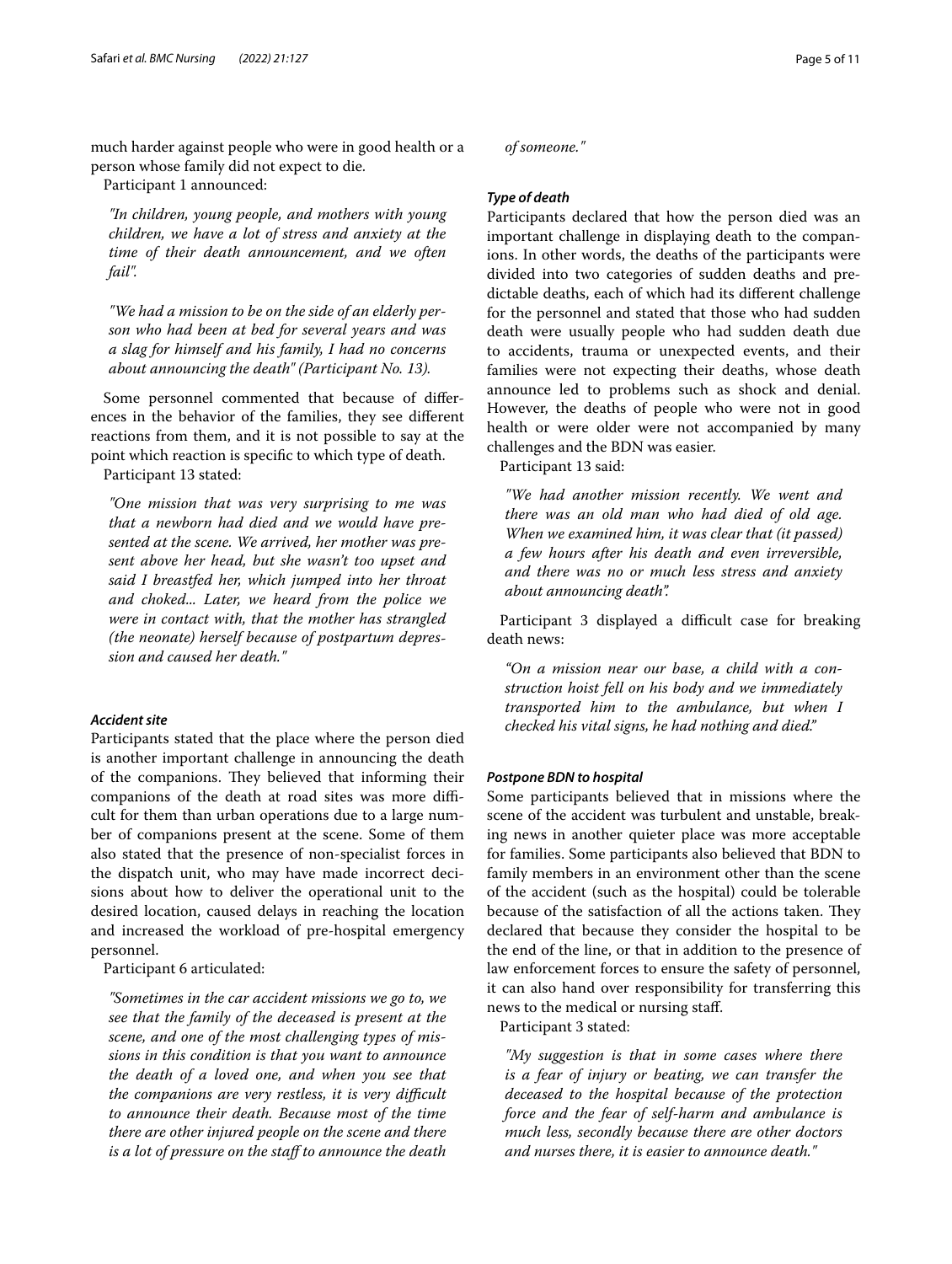much harder against people who were in good health or a person whose family did not expect to die.

Participant 1 announced:

> *"In children, young people, and mothers with young children, we have a lot of stress and anxiety at the time of their death announcement, and we often fail".*

> *"We had a mission to be on the side of an elderly person who had been at bed for several years and was a slag for himself and his family, I had no concerns about announcing the death" (Participant No. 13).*

Some personnel commented that because of differences in the behavior of the families, they see different reactions from them, and it is not possible to say at the point which reaction is specific to which type of death.

Participant 13 stated:

> *"One mission that was very surprising to me was that a newborn had died and we would have presented at the scene. We arrived, her mother was present above her head, but she wasn't too upset and said I breastfed her, which jumped into her throat and choked... Later, we heard from the police we were in contact with, that the mother has strangled (the neonate) herself because of postpartum depression and caused her death."*

#### *Accident site*

Participants stated that the place where the person died is another important challenge in announcing the death of the companions. They believed that informing their companions of the death at road sites was more difficult for them than urban operations due to a large number of companions present at the scene. Some of them also stated that the presence of non-specialist forces in the dispatch unit, who may have made incorrect decisions about how to deliver the operational unit to the desired location, caused delays in reaching the location and increased the workload of pre-hospital emergency personnel.

Participant 6 articulated:

> *"Sometimes in the car accident missions we go to, we see that the family of the deceased is present at the scene, and one of the most challenging types of missions in this condition is that you want to announce the death of a loved one, and when you see that the companions are very restless, it is very difficult to announce their death. Because most of the time there are other injured people on the scene and there is a lot of pressure on the staff to announce the death of someone."*

#### *Type of death*

Participants declared that how the person died was an important challenge in displaying death to the companions. In other words, the deaths of the participants were divided into two categories of sudden deaths and predictable deaths, each of which had its different challenge for the personnel and stated that those who had sudden death were usually people who had sudden death due to accidents, trauma or unexpected events, and their families were not expecting their deaths, whose death announce led to problems such as shock and denial. However, the deaths of people who were not in good health or were older were not accompanied by many challenges and the BDN was easier.

Participant 13 said:

> *"We had another mission recently. We went and there was an old man who had died of old age. When we examined him, it was clear that (it passed) a few hours after his death and even irreversible, and there was no or much less stress and anxiety about announcing death".*

Participant 3 displayed a difficult case for breaking death news:

> *"On a mission near our base, a child with a construction hoist fell on his body and we immediately transported him to the ambulance, but when I checked his vital signs, he had nothing and died."*

#### *Postpone BDN to hospital*

Some participants believed that in missions where the scene of the accident was turbulent and unstable, breaking news in another quieter place was more acceptable for families. Some participants also believed that BDN to family members in an environment other than the scene of the accident (such as the hospital) could be tolerable because of the satisfaction of all the actions taken. They declared that because they consider the hospital to be the end of the line, or that in addition to the presence of law enforcement forces to ensure the safety of personnel, it can also hand over responsibility for transferring this news to the medical or nursing staff.

Participant 3 stated:

> *"My suggestion is that in some cases where there is a fear of injury or beating, we can transfer the deceased to the hospital because of the protection force and the fear of self-harm and ambulance is much less, secondly because there are other doctors and nurses there, it is easier to announce death."*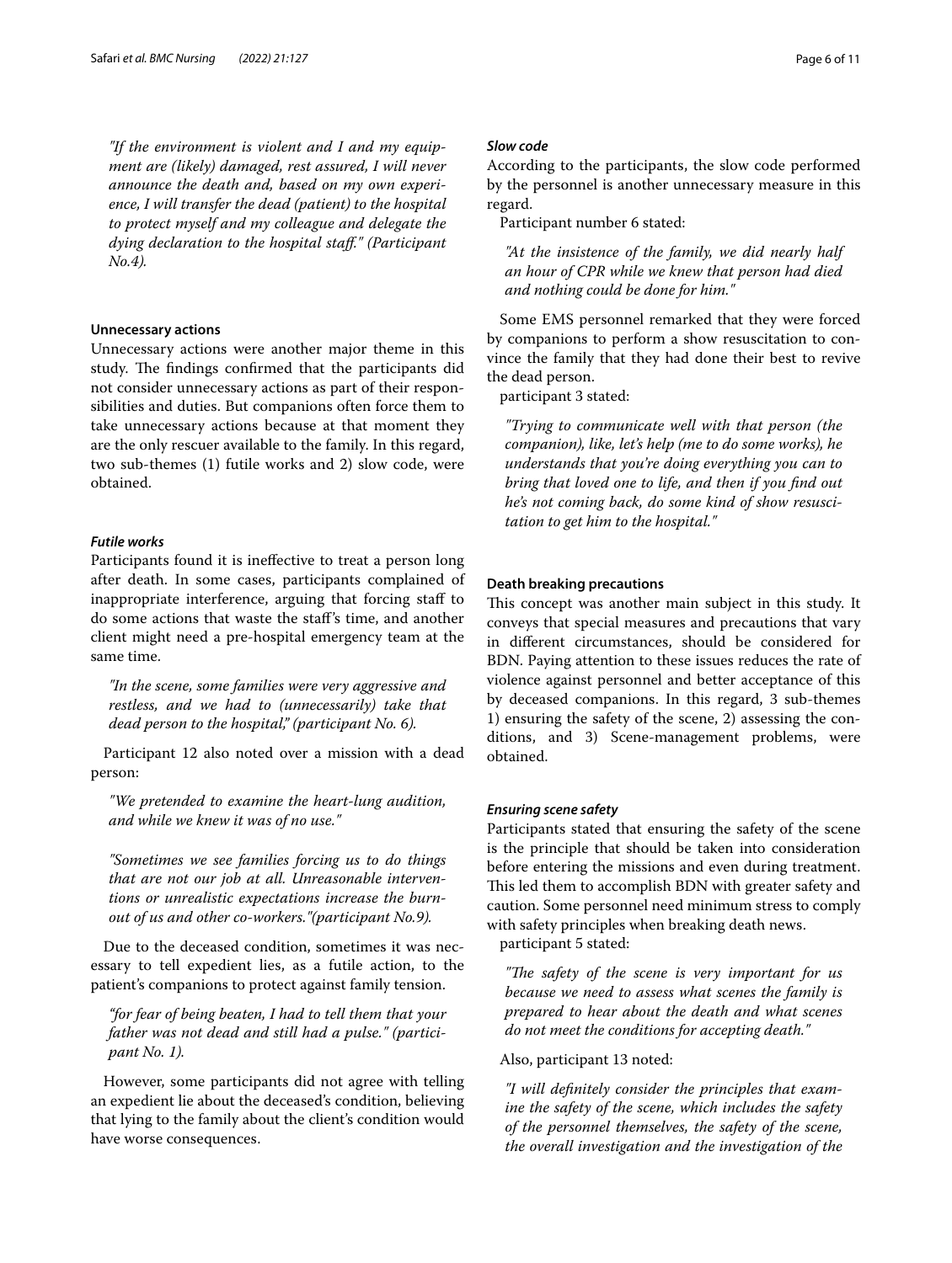*"If the environment is violent and I and my equipment are (likely) damaged, rest assured, I will never announce the death and, based on my own experience, I will transfer the dead (patient) to the hospital to protect myself and my colleague and delegate the dying declaration to the hospital staff." (Participant No.4).*

#### Unnecessary actions

Unnecessary actions were another major theme in this study. The findings confirmed that the participants did not consider unnecessary actions as part of their responsibilities and duties. But companions often force them to take unnecessary actions because at that moment they are the only rescuer available to the family. In this regard, two sub-themes (1) futile works and 2) slow code, were obtained.

##### *Futile works*

Participants found it is ineffective to treat a person long after death. In some cases, participants complained of inappropriate interference, arguing that forcing staff to do some actions that waste the staff's time, and another client might need a pre-hospital emergency team at the same time.

*"In the scene, some families were very aggressive and restless, and we had to (unnecessarily) take that dead person to the hospital," (participant No. 6).*

Participant 12 also noted over a mission with a dead person:

*"We pretended to examine the heart-lung audition, and while we knew it was of no use."*

*"Sometimes we see families forcing us to do things that are not our job at all. Unreasonable interventions or unrealistic expectations increase the burnout of us and other co-workers."(participant No.9).*

Due to the deceased condition, sometimes it was necessary to tell expedient lies, as a futile action, to the patient's companions to protect against family tension.

*"for fear of being beaten, I had to tell them that your father was not dead and still had a pulse." (participant No. 1).*

However, some participants did not agree with telling an expedient lie about the deceased's condition, believing that lying to the family about the client's condition would have worse consequences.

##### *Slow code*

According to the participants, the slow code performed by the personnel is another unnecessary measure in this regard.

Participant number 6 stated:

*"At the insistence of the family, we did nearly half an hour of CPR while we knew that person had died and nothing could be done for him."*

Some EMS personnel remarked that they were forced by companions to perform a show resuscitation to convince the family that they had done their best to revive the dead person.

participant 3 stated:

*"Trying to communicate well with that person (the companion), like, let's help (me to do some works), he understands that you're doing everything you can to bring that loved one to life, and then if you find out he's not coming back, do some kind of show resuscitation to get him to the hospital."*

#### Death breaking precautions

This concept was another main subject in this study. It conveys that special measures and precautions that vary in different circumstances, should be considered for BDN. Paying attention to these issues reduces the rate of violence against personnel and better acceptance of this by deceased companions. In this regard, 3 sub-themes 1) ensuring the safety of the scene, 2) assessing the conditions, and 3) Scene-management problems, were obtained.

##### *Ensuring scene safety*

Participants stated that ensuring the safety of the scene is the principle that should be taken into consideration before entering the missions and even during treatment. This led them to accomplish BDN with greater safety and caution. Some personnel need minimum stress to comply with safety principles when breaking death news.

participant 5 stated:

*"The safety of the scene is very important for us because we need to assess what scenes the family is prepared to hear about the death and what scenes do not meet the conditions for accepting death."*

Also, participant 13 noted:

*"I will definitely consider the principles that examine the safety of the scene, which includes the safety of the personnel themselves, the safety of the scene, the overall investigation and the investigation of the*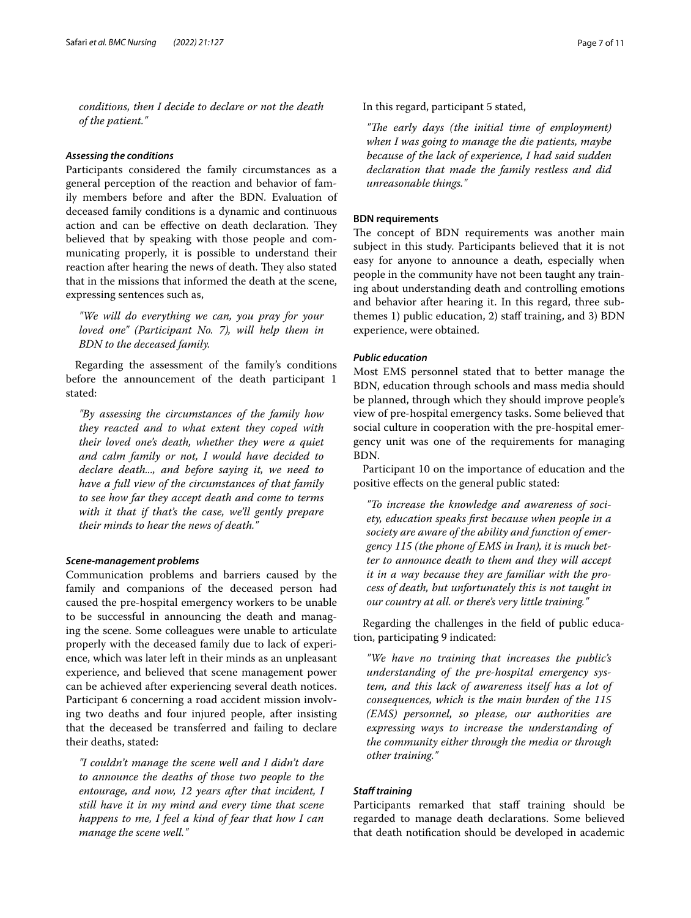*conditions, then I decide to declare or not the death of the patient."*

#### *Assessing the conditions*

Participants considered the family circumstances as a general perception of the reaction and behavior of family members before and after the BDN. Evaluation of deceased family conditions is a dynamic and continuous action and can be effective on death declaration. They believed that by speaking with those people and communicating properly, it is possible to understand their reaction after hearing the news of death. They also stated that in the missions that informed the death at the scene, expressing sentences such as,

> *"We will do everything we can, you pray for your loved one" (Participant No. 7), will help them in BDN to the deceased family.*

Regarding the assessment of the family's conditions before the announcement of the death participant 1 stated:

> *"By assessing the circumstances of the family how they reacted and to what extent they coped with their loved one's death, whether they were a quiet and calm family or not, I would have decided to declare death..., and before saying it, we need to have a full view of the circumstances of that family to see how far they accept death and come to terms with it that if that's the case, we'll gently prepare their minds to hear the news of death."*

#### *Scene-management problems*

Communication problems and barriers caused by the family and companions of the deceased person had caused the pre-hospital emergency workers to be unable to be successful in announcing the death and managing the scene. Some colleagues were unable to articulate properly with the deceased family due to lack of experience, which was later left in their minds as an unpleasant experience, and believed that scene management power can be achieved after experiencing several death notices. Participant 6 concerning a road accident mission involving two deaths and four injured people, after insisting that the deceased be transferred and failing to declare their deaths, stated:

> *"I couldn't manage the scene well and I didn't dare to announce the deaths of those two people to the entourage, and now, 12 years after that incident, I still have it in my mind and every time that scene happens to me, I feel a kind of fear that how I can manage the scene well."*

In this regard, participant 5 stated,

> *"The early days (the initial time of employment) when I was going to manage the die patients, maybe because of the lack of experience, I had said sudden declaration that made the family restless and did unreasonable things."*

### BDN requirements

The concept of BDN requirements was another main subject in this study. Participants believed that it is not easy for anyone to announce a death, especially when people in the community have not been taught any training about understanding death and controlling emotions and behavior after hearing it. In this regard, three subthemes 1) public education, 2) staff training, and 3) BDN experience, were obtained.

#### *Public education*

Most EMS personnel stated that to better manage the BDN, education through schools and mass media should be planned, through which they should improve people's view of pre-hospital emergency tasks. Some believed that social culture in cooperation with the pre-hospital emergency unit was one of the requirements for managing BDN.

Participant 10 on the importance of education and the positive effects on the general public stated:

> *"To increase the knowledge and awareness of society, education speaks first because when people in a society are aware of the ability and function of emergency 115 (the phone of EMS in Iran), it is much better to announce death to them and they will accept it in a way because they are familiar with the process of death, but unfortunately this is not taught in our country at all. or there's very little training."*

Regarding the challenges in the field of public education, participating 9 indicated:

> *"We have no training that increases the public's understanding of the pre-hospital emergency system, and this lack of awareness itself has a lot of consequences, which is the main burden of the 115 (EMS) personnel, so please, our authorities are expressing ways to increase the understanding of the community either through the media or through other training."*

#### *Staff training*

Participants remarked that staff training should be regarded to manage death declarations. Some believed that death notification should be developed in academic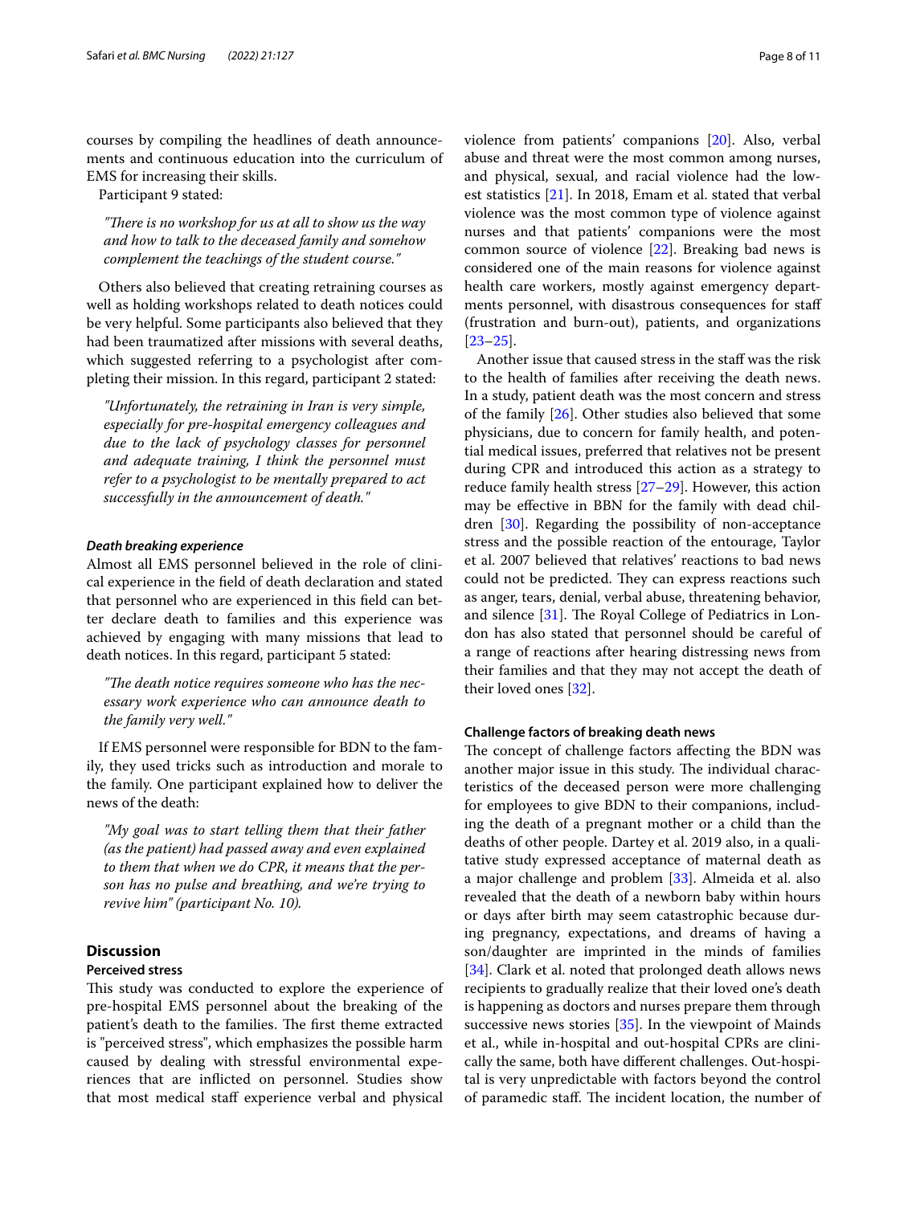courses by compiling the headlines of death announcements and continuous education into the curriculum of EMS for increasing their skills.

Participant 9 stated:

> *"There is no workshop for us at all to show us the way and how to talk to the deceased family and somehow complement the teachings of the student course."*

Others also believed that creating retraining courses as well as holding workshops related to death notices could be very helpful. Some participants also believed that they had been traumatized after missions with several deaths, which suggested referring to a psychologist after completing their mission. In this regard, participant 2 stated:

> *"Unfortunately, the retraining in Iran is very simple, especially for pre-hospital emergency colleagues and due to the lack of psychology classes for personnel and adequate training, I think the personnel must refer to a psychologist to be mentally prepared to act successfully in the announcement of death."*

#### *Death breaking experience*

Almost all EMS personnel believed in the role of clinical experience in the field of death declaration and stated that personnel who are experienced in this field can better declare death to families and this experience was achieved by engaging with many missions that lead to death notices. In this regard, participant 5 stated:

> *"The death notice requires someone who has the necessary work experience who can announce death to the family very well."*

If EMS personnel were responsible for BDN to the family, they used tricks such as introduction and morale to the family. One participant explained how to deliver the news of the death:

> *"My goal was to start telling them that their father (as the patient) had passed away and even explained to them that when we do CPR, it means that the person has no pulse and breathing, and we're trying to revive him" (participant No. 10).*

## Discussion

### Perceived stress

This study was conducted to explore the experience of pre-hospital EMS personnel about the breaking of the patient's death to the families. The first theme extracted is "perceived stress", which emphasizes the possible harm caused by dealing with stressful environmental experiences that are inflicted on personnel. Studies show that most medical staff experience verbal and physical violence from patients' companions [20]. Also, verbal abuse and threat were the most common among nurses, and physical, sexual, and racial violence had the lowest statistics [21]. In 2018, Emam et al. stated that verbal violence was the most common type of violence against nurses and that patients' companions were the most common source of violence [22]. Breaking bad news is considered one of the main reasons for violence against health care workers, mostly against emergency departments personnel, with disastrous consequences for staff (frustration and burn-out), patients, and organizations [23–25].

Another issue that caused stress in the staff was the risk to the health of families after receiving the death news. In a study, patient death was the most concern and stress of the family [26]. Other studies also believed that some physicians, due to concern for family health, and potential medical issues, preferred that relatives not be present during CPR and introduced this action as a strategy to reduce family health stress [27–29]. However, this action may be effective in BBN for the family with dead children [30]. Regarding the possibility of non-acceptance stress and the possible reaction of the entourage, Taylor et al. 2007 believed that relatives' reactions to bad news could not be predicted. They can express reactions such as anger, tears, denial, verbal abuse, threatening behavior, and silence [31]. The Royal College of Pediatrics in London has also stated that personnel should be careful of a range of reactions after hearing distressing news from their families and that they may not accept the death of their loved ones [32].

### Challenge factors of breaking death news

The concept of challenge factors affecting the BDN was another major issue in this study. The individual characteristics of the deceased person were more challenging for employees to give BDN to their companions, including the death of a pregnant mother or a child than the deaths of other people. Dartey et al. 2019 also, in a qualitative study expressed acceptance of maternal death as a major challenge and problem [33]. Almeida et al. also revealed that the death of a newborn baby within hours or days after birth may seem catastrophic because during pregnancy, expectations, and dreams of having a son/daughter are imprinted in the minds of families [34]. Clark et al. noted that prolonged death allows news recipients to gradually realize that their loved one's death is happening as doctors and nurses prepare them through successive news stories [35]. In the viewpoint of Mainds et al., while in-hospital and out-hospital CPRs are clinically the same, both have different challenges. Out-hospital is very unpredictable with factors beyond the control of paramedic staff. The incident location, the number of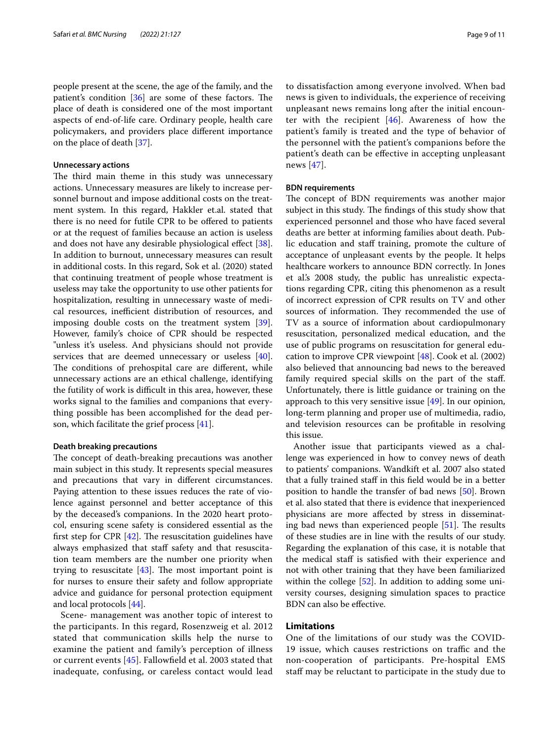people present at the scene, the age of the family, and the patient's condition [36] are some of these factors. The place of death is considered one of the most important aspects of end-of-life care. Ordinary people, health care policymakers, and providers place different importance on the place of death [37].

#### Unnecessary actions

The third main theme in this study was unnecessary actions. Unnecessary measures are likely to increase personnel burnout and impose additional costs on the treatment system. In this regard, Hakkler et.al. stated that there is no need for futile CPR to be offered to patients or at the request of families because an action is useless and does not have any desirable physiological effect [38]. In addition to burnout, unnecessary measures can result in additional costs. In this regard, Sok et al. (2020) stated that continuing treatment of people whose treatment is useless may take the opportunity to use other patients for hospitalization, resulting in unnecessary waste of medical resources, inefficient distribution of resources, and imposing double costs on the treatment system [39]. However, family's choice of CPR should be respected "unless it's useless. And physicians should not provide services that are deemed unnecessary or useless [40]. The conditions of prehospital care are different, while unnecessary actions are an ethical challenge, identifying the futility of work is difficult in this area, however, these works signal to the families and companions that everything possible has been accomplished for the dead person, which facilitate the grief process [41].

#### Death breaking precautions

The concept of death-breaking precautions was another main subject in this study. It represents special measures and precautions that vary in different circumstances. Paying attention to these issues reduces the rate of violence against personnel and better acceptance of this by the deceased's companions. In the 2020 heart protocol, ensuring scene safety is considered essential as the first step for CPR [42]. The resuscitation guidelines have always emphasized that staff safety and that resuscitation team members are the number one priority when trying to resuscitate [43]. The most important point is for nurses to ensure their safety and follow appropriate advice and guidance for personal protection equipment and local protocols [44].

Scene- management was another topic of interest to the participants. In this regard, Rosenzweig et al. 2012 stated that communication skills help the nurse to examine the patient and family's perception of illness or current events [45]. Fallowfield et al. 2003 stated that inadequate, confusing, or careless contact would lead to dissatisfaction among everyone involved. When bad news is given to individuals, the experience of receiving unpleasant news remains long after the initial encounter with the recipient [46]. Awareness of how the patient's family is treated and the type of behavior of the personnel with the patient's companions before the patient's death can be effective in accepting unpleasant news [47].

#### BDN requirements

The concept of BDN requirements was another major subject in this study. The findings of this study show that experienced personnel and those who have faced several deaths are better at informing families about death. Public education and staff training, promote the culture of acceptance of unpleasant events by the people. It helps healthcare workers to announce BDN correctly. In Jones et al.'s 2008 study, the public has unrealistic expectations regarding CPR, citing this phenomenon as a result of incorrect expression of CPR results on TV and other sources of information. They recommended the use of TV as a source of information about cardiopulmonary resuscitation, personalized medical education, and the use of public programs on resuscitation for general education to improve CPR viewpoint [48]. Cook et al. (2002) also believed that announcing bad news to the bereaved family required special skills on the part of the staff. Unfortunately, there is little guidance or training on the approach to this very sensitive issue [49]. In our opinion, long-term planning and proper use of multimedia, radio, and television resources can be profitable in resolving this issue.

Another issue that participants viewed as a challenge was experienced in how to convey news of death to patients' companions. Wandkift et al. 2007 also stated that a fully trained staff in this field would be in a better position to handle the transfer of bad news [50]. Brown et al. also stated that there is evidence that inexperienced physicians are more affected by stress in disseminating bad news than experienced people [51]. The results of these studies are in line with the results of our study. Regarding the explanation of this case, it is notable that the medical staff is satisfied with their experience and not with other training that they have been familiarized within the college [52]. In addition to adding some university courses, designing simulation spaces to practice BDN can also be effective.

## Limitations

One of the limitations of our study was the COVID-19 issue, which causes restrictions on traffic and the non-cooperation of participants. Pre-hospital EMS staff may be reluctant to participate in the study due to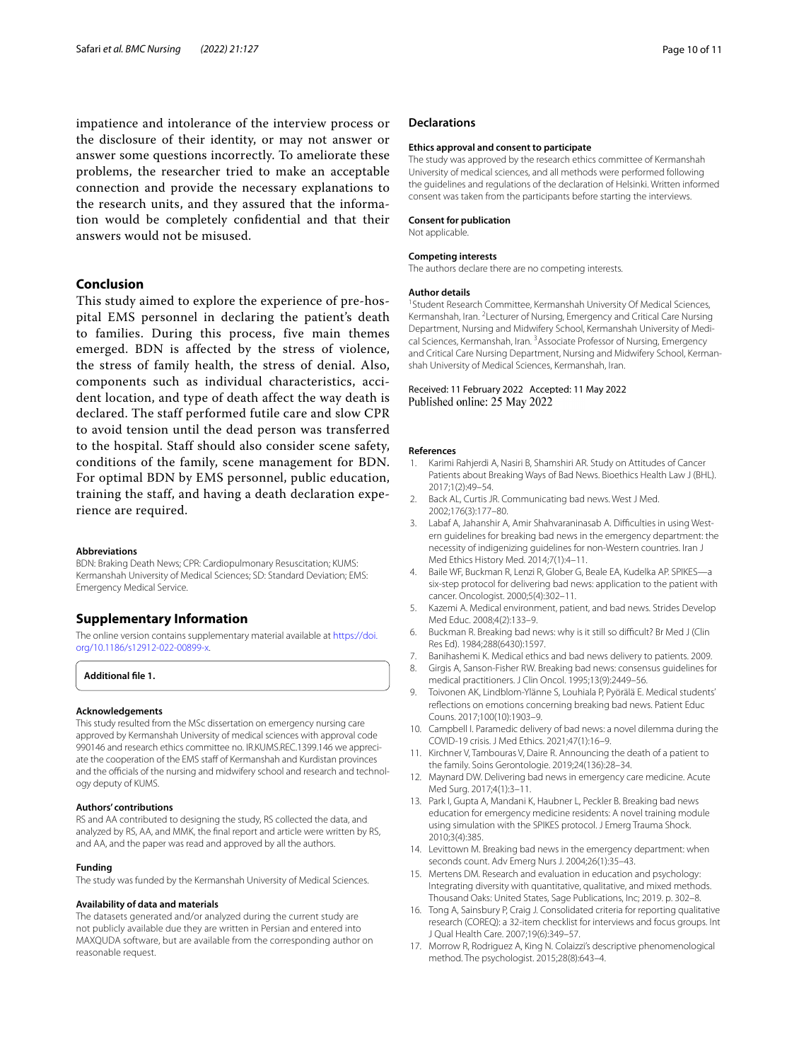impatience and intolerance of the interview process or the disclosure of their identity, or may not answer or answer some questions incorrectly. To ameliorate these problems, the researcher tried to make an acceptable connection and provide the necessary explanations to the research units, and they assured that the information would be completely confidential and that their answers would not be misused.

## Conclusion

This study aimed to explore the experience of pre-hospital EMS personnel in declaring the patient's death to families. During this process, five main themes emerged. BDN is affected by the stress of violence, the stress of family health, the stress of denial. Also, components such as individual characteristics, accident location, and type of death affect the way death is declared. The staff performed futile care and slow CPR to avoid tension until the dead person was transferred to the hospital. Staff should also consider scene safety, conditions of the family, scene management for BDN. For optimal BDN by EMS personnel, public education, training the staff, and having a death declaration experience are required.

#### Abbreviations

BDN: Braking Death News; CPR: Cardiopulmonary Resuscitation; KUMS: Kermanshah University of Medical Sciences; SD: Standard Deviation; EMS: Emergency Medical Service.

## Supplementary Information

The online version contains supplementary material available at https://doi.org/10.1186/s12912-022-00899-x.

**Additional file 1.**

#### Acknowledgements

This study resulted from the MSc dissertation on emergency nursing care approved by Kermanshah University of medical sciences with approval code 990146 and research ethics committee no. IR.KUMS.REC.1399.146 we appreciate the cooperation of the EMS staff of Kermanshah and Kurdistan provinces and the officials of the nursing and midwifery school and research and technology deputy of KUMS.

#### Authors' contributions

RS and AA contributed to designing the study, RS collected the data, and analyzed by RS, AA, and MMK, the final report and article were written by RS, and AA, and the paper was read and approved by all the authors.

#### Funding

The study was funded by the Kermanshah University of Medical Sciences.

#### Availability of data and materials

The datasets generated and/or analyzed during the current study are not publicly available due they are written in Persian and entered into MAXQUDA software, but are available from the corresponding author on reasonable request.

## Declarations

#### Ethics approval and consent to participate

The study was approved by the research ethics committee of Kermanshah University of medical sciences, and all methods were performed following the guidelines and regulations of the declaration of Helsinki. Written informed consent was taken from the participants before starting the interviews.

#### Consent for publication

Not applicable.

#### Competing interests

The authors declare there are no competing interests.

#### Author details

[1]Student Research Committee, Kermanshah University Of Medical Sciences, Kermanshah, Iran. [2]Lecturer of Nursing, Emergency and Critical Care Nursing Department, Nursing and Midwifery School, Kermanshah University of Medical Sciences, Kermanshah, Iran. [3]Associate Professor of Nursing, Emergency and Critical Care Nursing Department, Nursing and Midwifery School, Kermanshah University of Medical Sciences, Kermanshah, Iran.

Received: 11 February 2022 Accepted: 11 May 2022
Published online: 25 May 2022

#### References

1. Karimi Rahjerdi A, Nasiri B, Shamshiri AR. Study on Attitudes of Cancer Patients about Breaking Ways of Bad News. Bioethics Health Law J (BHL). 2017;1(2):49–54.
2. Back AL, Curtis JR. Communicating bad news. West J Med. 2002;176(3):177–80.
3. Labaf A, Jahanshir A, Amir Shahvaraninasab A. Difficulties in using Western guidelines for breaking bad news in the emergency department: the necessity of indigenizing guidelines for non-Western countries. Iran J Med Ethics History Med. 2014;7(1):4–11.
4. Baile WF, Buckman R, Lenzi R, Glober G, Beale EA, Kudelka AP. SPIKES—a six-step protocol for delivering bad news: application to the patient with cancer. Oncologist. 2000;5(4):302–11.
5. Kazemi A. Medical environment, patient, and bad news. Strides Develop Med Educ. 2008;4(2):133–9.
6. Buckman R. Breaking bad news: why is it still so difficult? Br Med J (Clin Res Ed). 1984;288(6430):1597.
7. Banihashemi K. Medical ethics and bad news delivery to patients. 2009.
8. Girgis A, Sanson-Fisher RW. Breaking bad news: consensus guidelines for medical practitioners. J Clin Oncol. 1995;13(9):2449–56.
9. Toivonen AK, Lindblom-Ylänne S, Louhiala P, Pyörälä E. Medical students' reflections on emotions concerning breaking bad news. Patient Educ Couns. 2017;100(10):1903–9.
10. Campbell I. Paramedic delivery of bad news: a novel dilemma during the COVID-19 crisis. J Med Ethics. 2021;47(1):16–9.
11. Kirchner V, Tambouras V, Daire R. Announcing the death of a patient to the family. Soins Gerontologie. 2019;24(136):28–34.
12. Maynard DW. Delivering bad news in emergency care medicine. Acute Med Surg. 2017;4(1):3–11.
13. Park I, Gupta A, Mandani K, Haubner L, Peckler B. Breaking bad news education for emergency medicine residents: A novel training module using simulation with the SPIKES protocol. J Emerg Trauma Shock. 2010;3(4):385.
14. Levittown M. Breaking bad news in the emergency department: when seconds count. Adv Emerg Nurs J. 2004;26(1):35–43.
15. Mertens DM. Research and evaluation in education and psychology: Integrating diversity with quantitative, qualitative, and mixed methods. Thousand Oaks: United States, Sage Publications, Inc; 2019. p. 302–8.
16. Tong A, Sainsbury P, Craig J. Consolidated criteria for reporting qualitative research (COREQ): a 32-item checklist for interviews and focus groups. Int J Qual Health Care. 2007;19(6):349–57.
17. Morrow R, Rodriguez A, King N. Colaizzi's descriptive phenomenological method. The psychologist. 2015;28(8):643–4.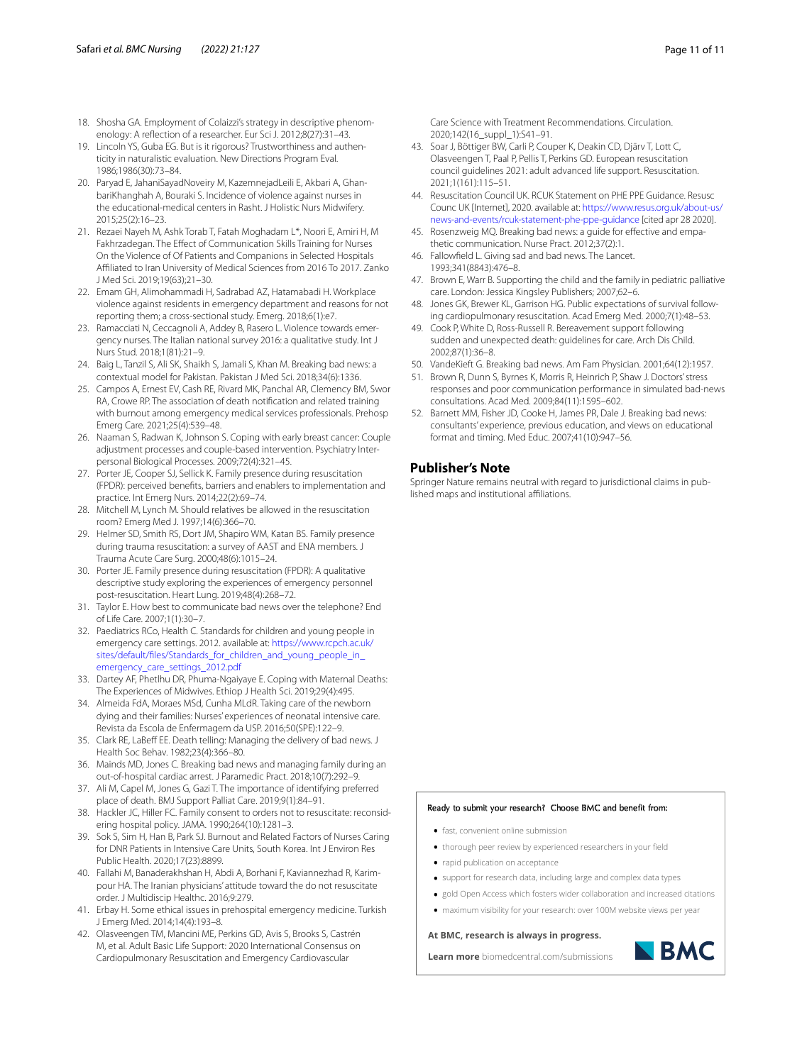18. Shosha GA. Employment of Colaizzi's strategy in descriptive phenomenology: A reflection of a researcher. Eur Sci J. 2012;8(27):31–43.
19. Lincoln YS, Guba EG. But is it rigorous? Trustworthiness and authenticity in naturalistic evaluation. New Directions Program Eval. 1986;1986(30):73–84.
20. Paryad E, JahaniSayadNoveiry M, KazemnejadLeili E, Akbari A, GhanbariKhanghah A, Bouraki S. Incidence of violence against nurses in the educational-medical centers in Rasht. J Holistic Nurs Midwifery. 2015;25(2):16–23.
21. Rezaei Nayeh M, Ashk Torab T, Fatah Moghadam L*, Noori E, Amiri H, M Fakhrzadegan. The Effect of Communication Skills Training for Nurses On the Violence of Of Patients and Companions in Selected Hospitals Affiliated to Iran University of Medical Sciences from 2016 To 2017. Zanko J Med Sci. 2019;19(63);21–30.
22. Emam GH, Alimohammadi H, Sadrabad AZ, Hatamabadi H. Workplace violence against residents in emergency department and reasons for not reporting them; a cross-sectional study. Emerg. 2018;6(1):e7.
23. Ramacciati N, Ceccagnoli A, Addey B, Rasero L. Violence towards emergency nurses. The Italian national survey 2016: a qualitative study. Int J Nurs Stud. 2018;1(81):21–9.
24. Baig L, Tanzil S, Ali SK, Shaikh S, Jamali S, Khan M. Breaking bad news: a contextual model for Pakistan. Pakistan J Med Sci. 2018;34(6):1336.
25. Campos A, Ernest EV, Cash RE, Rivard MK, Panchal AR, Clemency BM, Swor RA, Crowe RP. The association of death notification and related training with burnout among emergency medical services professionals. Prehosp Emerg Care. 2021;25(4):539–48.
26. Naaman S, Radwan K, Johnson S. Coping with early breast cancer: Couple adjustment processes and couple-based intervention. Psychiatry Interpersonal Biological Processes. 2009;72(4):321–45.
27. Porter JE, Cooper SJ, Sellick K. Family presence during resuscitation (FPDR): perceived benefits, barriers and enablers to implementation and practice. Int Emerg Nurs. 2014;22(2):69–74.
28. Mitchell M, Lynch M. Should relatives be allowed in the resuscitation room? Emerg Med J. 1997;14(6):366–70.
29. Helmer SD, Smith RS, Dort JM, Shapiro WM, Katan BS. Family presence during trauma resuscitation: a survey of AAST and ENA members. J Trauma Acute Care Surg. 2000;48(6):1015–24.
30. Porter JE. Family presence during resuscitation (FPDR): A qualitative descriptive study exploring the experiences of emergency personnel post-resuscitation. Heart Lung. 2019;48(4):268–72.
31. Taylor E. How best to communicate bad news over the telephone? End of Life Care. 2007;1(1):30–7.
32. Paediatrics RCo, Health C. Standards for children and young people in emergency care settings. 2012. available at: https://www.rcpch.ac.uk/sites/default/files/Standards_for_children_and_young_people_in_emergency_care_settings_2012.pdf
33. Dartey AF, Phetlhu DR, Phuma-Ngaiyaye E. Coping with Maternal Deaths: The Experiences of Midwives. Ethiop J Health Sci. 2019;29(4):495.
34. Almeida FdA, Moraes MSd, Cunha MLdR. Taking care of the newborn dying and their families: Nurses' experiences of neonatal intensive care. Revista da Escola de Enfermagem da USP. 2016;50(SPE):122–9.
35. Clark RE, LaBeff EE. Death telling: Managing the delivery of bad news. J Health Soc Behav. 1982;23(4):366–80.
36. Mainds MD, Jones C. Breaking bad news and managing family during an out-of-hospital cardiac arrest. J Paramedic Pract. 2018;10(7):292–9.
37. Ali M, Capel M, Jones G, Gazi T. The importance of identifying preferred place of death. BMJ Support Palliat Care. 2019;9(1):84–91.
38. Hackler JC, Hiller FC. Family consent to orders not to resuscitate: reconsidering hospital policy. JAMA. 1990;264(10):1281–3.
39. Sok S, Sim H, Han B, Park SJ. Burnout and Related Factors of Nurses Caring for DNR Patients in Intensive Care Units, South Korea. Int J Environ Res Public Health. 2020;17(23):8899.
40. Fallahi M, Banaderakhshan H, Abdi A, Borhani F, Kaviannezhad R, Karimpour HA. The Iranian physicians' attitude toward the do not resuscitate order. J Multidiscip Healthc. 2016;9:279.
41. Erbay H. Some ethical issues in prehospital emergency medicine. Turkish J Emerg Med. 2014;14(4):193–8.
42. Olasveengen TM, Mancini ME, Perkins GD, Avis S, Brooks S, Castrén M, et al. Adult Basic Life Support: 2020 International Consensus on Cardiopulmonary Resuscitation and Emergency Cardiovascular Care Science with Treatment Recommendations. Circulation. 2020;142(16_suppl_1):S41–91.
43. Soar J, Böttiger BW, Carli P, Couper K, Deakin CD, Djärv T, Lott C, Olasveengen T, Paal P, Pellis T, Perkins GD. European resuscitation council guidelines 2021: adult advanced life support. Resuscitation. 2021;1(161):115–51.
44. Resuscitation Council UK. RCUK Statement on PHE PPE Guidance. Resusc Counc UK [Internet], 2020. available at: https://www.resus.org.uk/about-us/news-and-events/rcuk-statement-phe-ppe-guidance [cited apr 28 2020].
45. Rosenzweig MQ. Breaking bad news: a guide for effective and empathetic communication. Nurse Pract. 2012;37(2):1.
46. Fallowfield L. Giving sad and bad news. The Lancet. 1993;341(8843):476–8.
47. Brown E, Warr B. Supporting the child and the family in pediatric palliative care. London: Jessica Kingsley Publishers; 2007;62–6.
48. Jones GK, Brewer KL, Garrison HG. Public expectations of survival following cardiopulmonary resuscitation. Acad Emerg Med. 2000;7(1):48–53.
49. Cook P, White D, Ross-Russell R. Bereavement support following sudden and unexpected death: guidelines for care. Arch Dis Child. 2002;87(1):36–8.
50. VandeKieft G. Breaking bad news. Am Fam Physician. 2001;64(12):1957.
51. Brown R, Dunn S, Byrnes K, Morris R, Heinrich P, Shaw J. Doctors' stress responses and poor communication performance in simulated bad-news consultations. Acad Med. 2009;84(11):1595–602.
52. Barnett MM, Fisher JD, Cooke H, James PR, Dale J. Breaking bad news: consultants' experience, previous education, and views on educational format and timing. Med Educ. 2007;41(10):947–56.

## Publisher's Note

Springer Nature remains neutral with regard to jurisdictional claims in published maps and institutional affiliations.

Ready to submit your research? Choose BMC and benefit from:

- fast, convenient online submission
- thorough peer review by experienced researchers in your field
- rapid publication on acceptance
- support for research data, including large and complex data types
- gold Open Access which fosters wider collaboration and increased citations
- maximum visibility for your research: over 100M website views per year

**At BMC, research is always in progress.**

**Learn more** biomedcentral.com/submissions

BMC